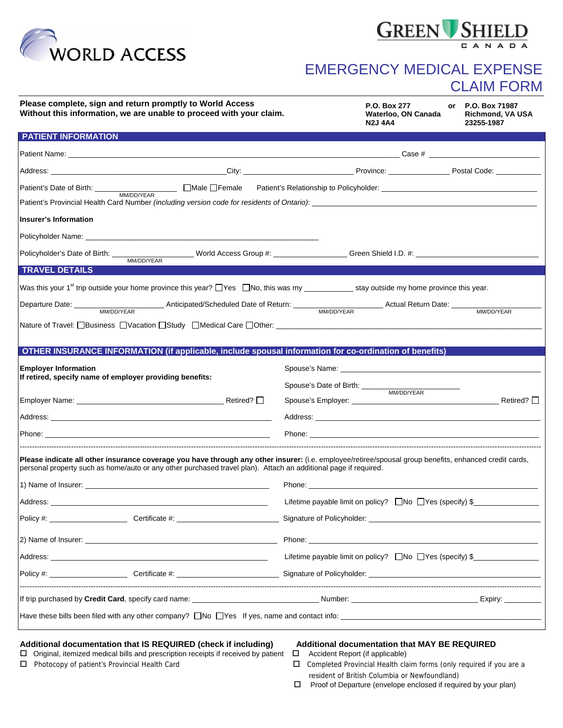WORLD ACCESS

GREEN SHIELD CANADA

# EMERGENCY MEDICAL EXPENSE CLAIM FORM

**Please complete, sign and return promptly to World Access**
**Without this information, we are unable to proceed with your claim.**

**P.O. Box 277**
**Waterloo, ON Canada**
**N2J 4A4**

**or**

**P.O. Box 71987**
**Richmond, VA USA**
**23255-1987**

## PATIENT INFORMATION

Patient Name: ______________________________ Case # ______________

Address: ______________________ City: ______________ Province: __________ Postal Code: __________

Patient's Date of Birth: __________ (MM/DD/YEAR) ☐Male ☐Female Patient's Relationship to Policyholder: ______________________

Patient's Provincial Health Card Number *(including version code for residents of Ontario)*: ______________________

**Insurer's Information**

Policyholder Name: ______________________

Policyholder's Date of Birth: __________ (MM/DD/YEAR) World Access Group #: __________ Green Shield I.D. #: ______________

## TRAVEL DETAILS

Was this your 1st trip outside your home province this year? ☐Yes ☐No, this was my __________ stay outside my home province this year.

Departure Date: __________ (MM/DD/YEAR) Anticipated/Scheduled Date of Return: __________ (MM/DD/YEAR) Actual Return Date: __________ (MM/DD/YEAR)

Nature of Travel: ☐Business ☐Vacation ☐Study ☐Medical Care ☐Other: ______________________

## OTHER INSURANCE INFORMATION (if applicable, include spousal information for co-ordination of benefits)

**Employer Information**
**If retired, specify name of employer providing benefits:**

Employer Name: ______________________ Retired? ☐

Address: ______________________

Phone: ______________________

Spouse's Name: ______________________

Spouse's Date of Birth: __________ (MM/DD/YEAR)

Spouse's Employer: ______________________ Retired? ☐

Address: ______________________

Phone: ______________________

---

**Please indicate all other insurance coverage you have through any other insurer:** (i.e. employee/retiree/spousal group benefits, enhanced credit cards, personal property such as home/auto or any other purchased travel plan). Attach an additional page if required.

1) Name of Insurer: ______________________ Phone: ______________________

Address: ______________________ Lifetime payable limit on policy? ☐No ☐Yes (specify) $__________

Policy #: __________ Certificate #: __________ Signature of Policyholder: ______________________

2) Name of Insurer: ______________________ Phone: ______________________

Address: ______________________ Lifetime payable limit on policy? ☐No ☐Yes (specify) $__________

Policy #: __________ Certificate #: __________ Signature of Policyholder: ______________________

---

If trip purchased by **Credit Card**, specify card name: ______________ Number: ______________ Expiry: ________

Have these bills been filed with any other company? ☐No ☐Yes If yes, name and contact info: ______________________

### Additional documentation that IS REQUIRED (check if including)

- ☐ Original, itemized medical bills and prescription receipts if received by patient
- ☐ Photocopy of patient's Provincial Health Card

### Additional documentation that MAY BE REQUIRED

- ☐ Accident Report (if applicable)
- ☐ Completed Provincial Health claim forms (only required if you are a resident of British Columbia or Newfoundland)
- ☐ Proof of Departure (envelope enclosed if required by your plan)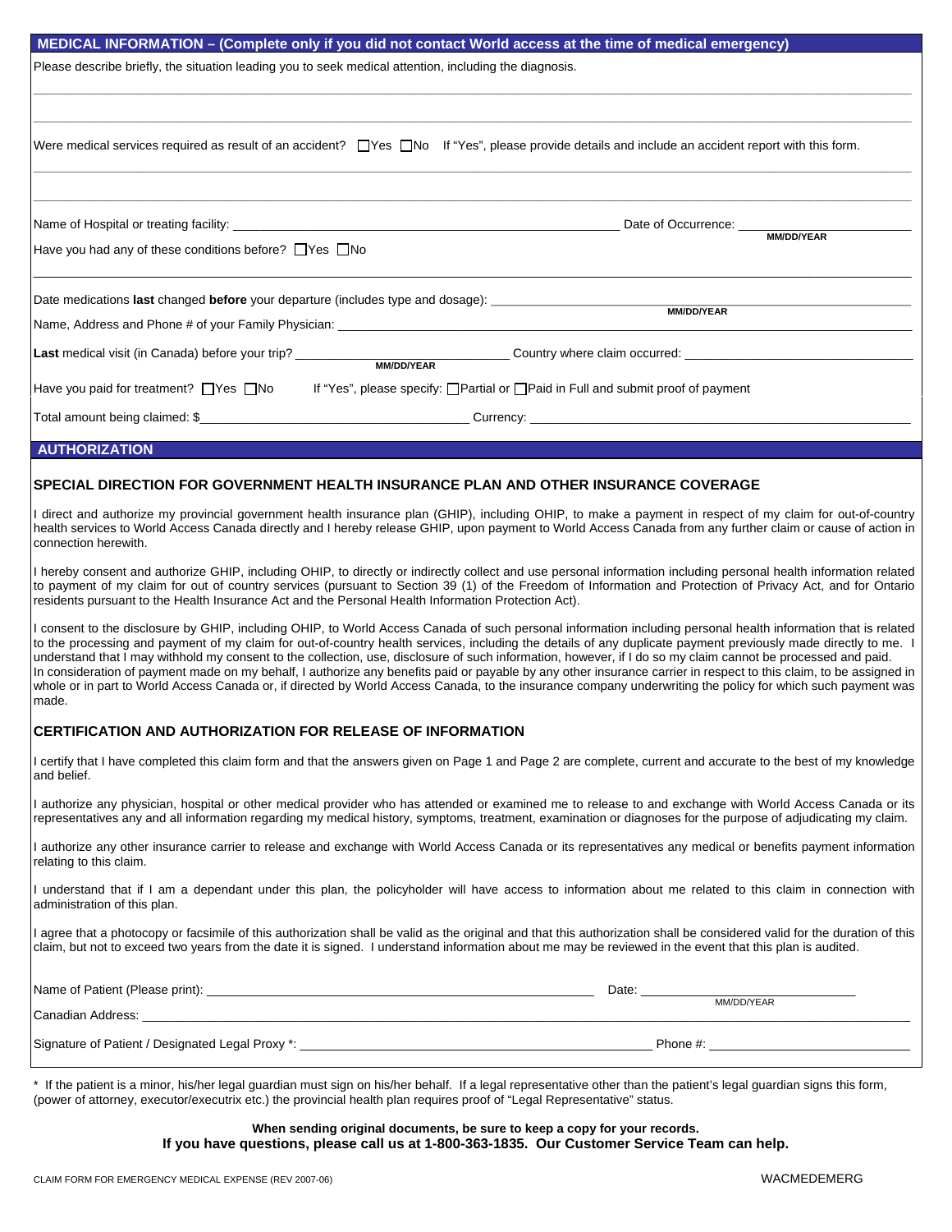## MEDICAL INFORMATION – (Complete only if you did not contact World access at the time of medical emergency)

Please describe briefly, the situation leading you to seek medical attention, including the diagnosis.

Were medical services required as result of an accident? ☐Yes ☐No If "Yes", please provide details and include an accident report with this form.

Name of Hospital or treating facility: ______________________ Date of Occurrence: ____________ MM/DD/YEAR

Have you had any of these conditions before? ☐Yes ☐No

Date medications **last** changed **before** your departure (includes type and dosage): ____________ MM/DD/YEAR

Name, Address and Phone # of your Family Physician: ______________________

**Last** medical visit (in Canada) before your trip? ____________ MM/DD/YEAR Country where claim occurred: ______________________

Have you paid for treatment? ☐Yes ☐No If "Yes", please specify: ☐Partial or ☐Paid in Full and submit proof of payment

Total amount being claimed: $______________________ Currency: ______________________

## AUTHORIZATION

### SPECIAL DIRECTION FOR GOVERNMENT HEALTH INSURANCE PLAN AND OTHER INSURANCE COVERAGE

I direct and authorize my provincial government health insurance plan (GHIP), including OHIP, to make a payment in respect of my claim for out-of-country health services to World Access Canada directly and I hereby release GHIP, upon payment to World Access Canada from any further claim or cause of action in connection herewith.

I hereby consent and authorize GHIP, including OHIP, to directly or indirectly collect and use personal information including personal health information related to payment of my claim for out of country services (pursuant to Section 39 (1) of the Freedom of Information and Protection of Privacy Act, and for Ontario residents pursuant to the Health Insurance Act and the Personal Health Information Protection Act).

I consent to the disclosure by GHIP, including OHIP, to World Access Canada of such personal information including personal health information that is related to the processing and payment of my claim for out-of-country health services, including the details of any duplicate payment previously made directly to me. I understand that I may withhold my consent to the collection, use, disclosure of such information, however, if I do so my claim cannot be processed and paid.
In consideration of payment made on my behalf, I authorize any benefits paid or payable by any other insurance carrier in respect to this claim, to be assigned in whole or in part to World Access Canada or, if directed by World Access Canada, to the insurance company underwriting the policy for which such payment was made.

### CERTIFICATION AND AUTHORIZATION FOR RELEASE OF INFORMATION

I certify that I have completed this claim form and that the answers given on Page 1 and Page 2 are complete, current and accurate to the best of my knowledge and belief.

I authorize any physician, hospital or other medical provider who has attended or examined me to release to and exchange with World Access Canada or its representatives any and all information regarding my medical history, symptoms, treatment, examination or diagnoses for the purpose of adjudicating my claim.

I authorize any other insurance carrier to release and exchange with World Access Canada or its representatives any medical or benefits payment information relating to this claim.

I understand that if I am a dependant under this plan, the policyholder will have access to information about me related to this claim in connection with administration of this plan.

I agree that a photocopy or facsimile of this authorization shall be valid as the original and that this authorization shall be considered valid for the duration of this claim, but not to exceed two years from the date it is signed. I understand information about me may be reviewed in the event that this plan is audited.

Name of Patient (Please print): ______________________ Date: ____________ MM/DD/YEAR

Canadian Address: ______________________

Signature of Patient / Designated Legal Proxy *: ______________________ Phone #: ____________

\* If the patient is a minor, his/her legal guardian must sign on his/her behalf. If a legal representative other than the patient's legal guardian signs this form, (power of attorney, executor/executrix etc.) the provincial health plan requires proof of "Legal Representative" status.

**When sending original documents, be sure to keep a copy for your records.**
**If you have questions, please call us at 1-800-363-1835. Our Customer Service Team can help.**

CLAIM FORM FOR EMERGENCY MEDICAL EXPENSE (REV 2007-06) WACMEDEMERG